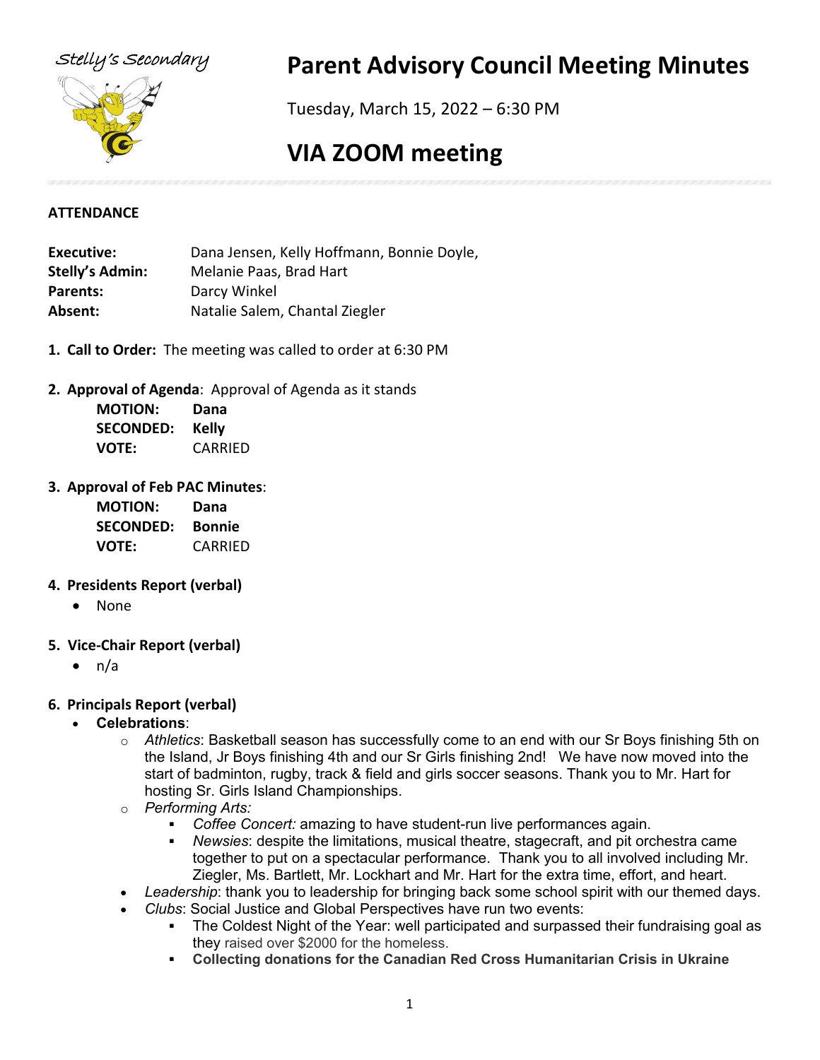Stelly's Secondary

# Parent Advisory Council Meeting Minutes

Tuesday, March 15, 2022 – 6:30 PM

# VIA ZOOM meeting

**ATTENDANCE**

| | |
|---|---|
| **Executive:** | Dana Jensen, Kelly Hoffmann, Bonnie Doyle, |
| **Stelly's Admin:** | Melanie Paas, Brad Hart |
| **Parents:** | Darcy Winkel |
| **Absent:** | Natalie Salem, Chantal Ziegler |

1. **Call to Order:** The meeting was called to order at 6:30 PM

2. **Approval of Agenda**: Approval of Agenda as it stands

   **MOTION:** **Dana**
   **SECONDED:** **Kelly**
   **VOTE:** CARRIED

3. **Approval of Feb PAC Minutes**:

   **MOTION:** **Dana**
   **SECONDED:** **Bonnie**
   **VOTE:** CARRIED

4. **Presidents Report (verbal)**
   - None

5. **Vice-Chair Report (verbal)**
   - n/a

6. **Principals Report (verbal)**
   - **Celebrations**:
     - *Athletics*: Basketball season has successfully come to an end with our Sr Boys finishing 5th on the Island, Jr Boys finishing 4th and our Sr Girls finishing 2nd! We have now moved into the start of badminton, rugby, track & field and girls soccer seasons. Thank you to Mr. Hart for hosting Sr. Girls Island Championships.
     - *Performing Arts:*
       - *Coffee Concert:* amazing to have student-run live performances again.
       - *Newsies*: despite the limitations, musical theatre, stagecraft, and pit orchestra came together to put on a spectacular performance. Thank you to all involved including Mr. Ziegler, Ms. Bartlett, Mr. Lockhart and Mr. Hart for the extra time, effort, and heart.
   - *Leadership*: thank you to leadership for bringing back some school spirit with our themed days.
   - *Clubs*: Social Justice and Global Perspectives have run two events:
     - The Coldest Night of the Year: well participated and surpassed their fundraising goal as they raised over $2000 for the homeless.
     - **Collecting donations for the Canadian Red Cross Humanitarian Crisis in Ukraine**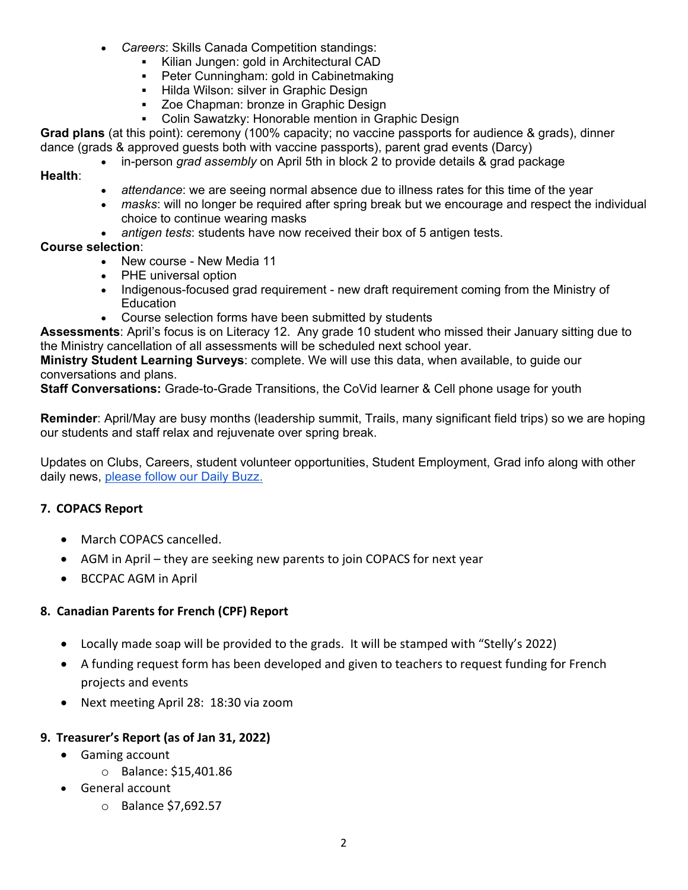- *Careers*: Skills Canada Competition standings:
    - Kilian Jungen: gold in Architectural CAD
    - Peter Cunningham: gold in Cabinetmaking
    - Hilda Wilson: silver in Graphic Design
    - Zoe Chapman: bronze in Graphic Design
    - Colin Sawatzky: Honorable mention in Graphic Design

**Grad plans** (at this point): ceremony (100% capacity; no vaccine passports for audience & grads), dinner dance (grads & approved guests both with vaccine passports), parent grad events (Darcy)

- in-person *grad assembly* on April 5th in block 2 to provide details & grad package

**Health**:

- *attendance*: we are seeing normal absence due to illness rates for this time of the year
- *masks*: will no longer be required after spring break but we encourage and respect the individual choice to continue wearing masks
- *antigen tests*: students have now received their box of 5 antigen tests.

**Course selection**:

- New course - New Media 11
- PHE universal option
- Indigenous-focused grad requirement - new draft requirement coming from the Ministry of Education
- Course selection forms have been submitted by students

**Assessments**: April's focus is on Literacy 12. Any grade 10 student who missed their January sitting due to the Ministry cancellation of all assessments will be scheduled next school year.

**Ministry Student Learning Surveys**: complete. We will use this data, when available, to guide our conversations and plans.

**Staff Conversations:** Grade-to-Grade Transitions, the CoVid learner & Cell phone usage for youth

**Reminder**: April/May are busy months (leadership summit, Trails, many significant field trips) so we are hoping our students and staff relax and rejuvenate over spring break.

Updates on Clubs, Careers, student volunteer opportunities, Student Employment, Grad info along with other daily news, please follow our Daily Buzz.

## 7. COPACS Report

- March COPACS cancelled.
- AGM in April – they are seeking new parents to join COPACS for next year
- BCCPAC AGM in April

## 8. Canadian Parents for French (CPF) Report

- Locally made soap will be provided to the grads. It will be stamped with "Stelly's 2022)
- A funding request form has been developed and given to teachers to request funding for French projects and events
- Next meeting April 28: 18:30 via zoom

## 9. Treasurer's Report (as of Jan 31, 2022)

- Gaming account
    - Balance: $15,401.86
- General account
    - Balance $7,692.57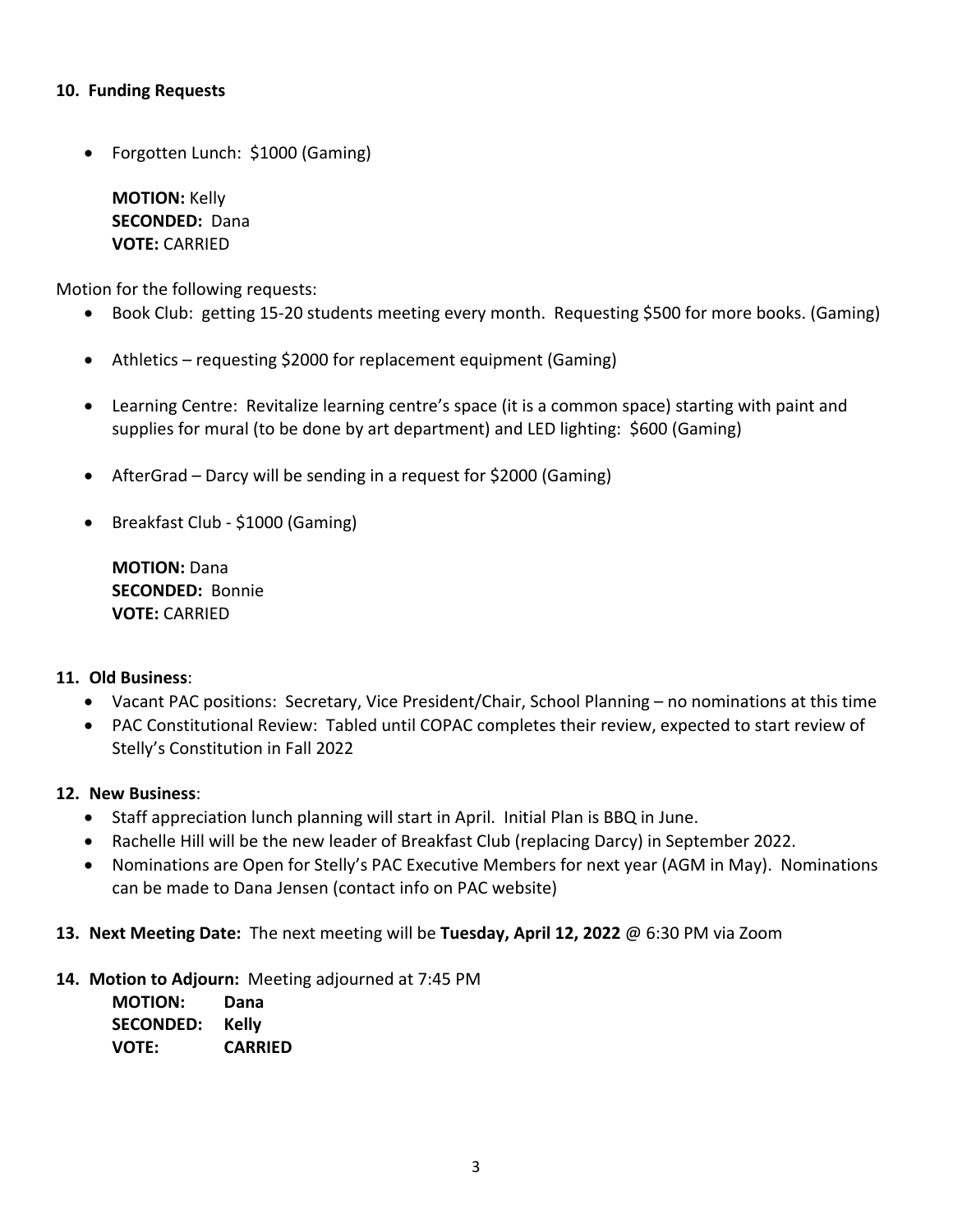**10. Funding Requests**

- Forgotten Lunch: $1000 (Gaming)

  **MOTION:** Kelly
  **SECONDED:** Dana
  **VOTE:** CARRIED

Motion for the following requests:

- Book Club: getting 15-20 students meeting every month. Requesting $500 for more books. (Gaming)
- Athletics – requesting $2000 for replacement equipment (Gaming)
- Learning Centre: Revitalize learning centre's space (it is a common space) starting with paint and supplies for mural (to be done by art department) and LED lighting: $600 (Gaming)
- AfterGrad – Darcy will be sending in a request for $2000 (Gaming)
- Breakfast Club - $1000 (Gaming)

  **MOTION:** Dana
  **SECONDED:** Bonnie
  **VOTE:** CARRIED

**11. Old Business**:

- Vacant PAC positions: Secretary, Vice President/Chair, School Planning – no nominations at this time
- PAC Constitutional Review: Tabled until COPAC completes their review, expected to start review of Stelly's Constitution in Fall 2022

**12. New Business**:

- Staff appreciation lunch planning will start in April. Initial Plan is BBQ in June.
- Rachelle Hill will be the new leader of Breakfast Club (replacing Darcy) in September 2022.
- Nominations are Open for Stelly's PAC Executive Members for next year (AGM in May). Nominations can be made to Dana Jensen (contact info on PAC website)

**13. Next Meeting Date:** The next meeting will be **Tuesday, April 12, 2022** @ 6:30 PM via Zoom

**14. Motion to Adjourn:** Meeting adjourned at 7:45 PM

**MOTION:** **Dana**
**SECONDED:** **Kelly**
**VOTE:** **CARRIED**